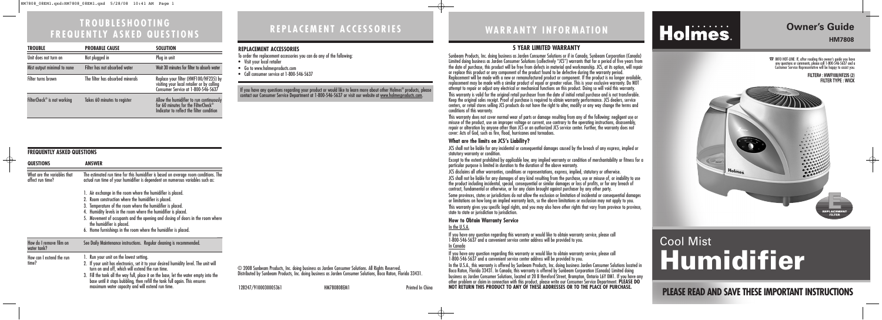# TROUBLESHOOTING FREQUENTLY ASKED QUESTIONS

| TROUBLE | PROBABLE CAUSE | SOLUTION |
|---|---|---|
| Unit does not turn on | Not plugged in | Plug in unit |
| Mist output minimal to none | Filter has not absorbed water | Wait 30 minutes for filter to absorb water |
| Filter turns brown | The filter has absorbed minerals | Replace your filter (HWF100/HF235) by visiting your local retailer or by calling Consumer Service at 1-800-546-5637 |
| FilterCheck® is not working | Takes 60 minutes to register | Allow the humidifier to run continuously for 60 minutes for the FilterCheck® Indicator to reflect the filter condition |

## FREQUENTLY ASKED QUESTIONS

| QUESTIONS | ANSWER |
|---|---|
| What are the variables that affect run time? | The estimated run time for this humidifier is based on average room conditions. The actual run time of your humidifier is dependent on numerous variables such as: 1. Air exchange in the room where the humidifier is placed. 2. Room construction where the humidifier is placed. 3. Temperature of the room where the humidifier is placed. 4. Humidity levels in the room where the humidifier is placed. 5. Movement of occupants and the opening and closing of doors in the room where the humidifier is placed. 6. Home furnishings in the room where the humidifier is placed. |
| How do I remove film on water tank? | See Daily Maintenance instructions. Regular cleaning is recommended. |
| How can I extend the run time? | 1. Run your unit on the lowest setting. 2. If your unit has electronics, set it to your desired humidity level. The unit will turn on and off, which will extend the run time. 3. Fill the tank all the way full, place it on the base, let the water empty into the base until it stops bubbling, then refill the tank full again. This ensures maximum water capacity and will extend run time. |

# REPLACEMENT ACCESSORIES

## REPLACEMENT ACCESSORIES

To order the replacement accessories you can do any of the following:

- Visit your local retailer
- Go to www.holmesproducts.com
- Call consumer service at 1-800-546-5637

If you have any questions regarding your product or would like to learn more about other Holmes® products, please contact our Consumer Service Department at 1-800-546-5637 or visit our website at www.holmesproducts.com.

© 2008 Sunbeam Products, Inc. doing business as Jarden Consumer Solutions. All Rights Reserved. Distributed by Sunbeam Products, Inc. doing business as Jarden Consumer Solutions, Boca Raton, Florida 33431.

128247/9100030005361 HM780808EM1 Printed In China

# WARRANTY INFORMATION

## 5 YEAR LIMITED WARRANTY

Sunbeam Products, Inc. doing business as Jarden Consumer Solutions or if in Canada, Sunbeam Corporation (Canada) Limited doing business as Jarden Consumer Solutions (collectively "JCS") warrants that for a period of five years from the date of purchase, this product will be free from defects in material and workmanship. JCS, at its option, will repair or replace this product or any component of the product found to be defective during the warranty period. Replacement will be made with a new or remanufactured product or component. If the product is no longer available, replacement may be made with a similar product of equal or greater value. This is your exclusive warranty. Do NOT attempt to repair or adjust any electrical or mechanical functions on this product. Doing so will void this warranty.

This warranty is valid for the original retail purchaser from the date of initial retail purchase and is not transferable. Keep the original sales receipt. Proof of purchase is required to obtain warranty performance. JCS dealers, service centers, or retail stores selling JCS products do not have the right to alter, modify or any way change the terms and conditions of this warranty.

This warranty does not cover normal wear of parts or damage resulting from any of the following: negligent use or misuse of the product, use on improper voltage or current, use contrary to the operating instructions, disassembly, repair or alteration by anyone other than JCS or an authorized JCS service center. Further, the warranty does not cover: Acts of God, such as fire, flood, hurricanes and tornadoes.

### What are the limits on JCS's Liability?

JCS shall not be liable for any incidental or consequential damages caused by the breach of any express, implied or statutory warranty or condition.

Except to the extent prohibited by applicable law, any implied warranty or condition of merchantability or fitness for a particular purpose is limited in duration to the duration of the above warranty.

JCS disclaims all other warranties, conditions or representations, express, implied, statutory or otherwise.

JCS shall not be liable for any damages of any kind resulting from the purchase, use or misuse of, or inability to use the product including incidental, special, consequential or similar damages or loss of profits, or for any breach of contract, fundamental or otherwise, or for any claim brought against purchaser by any other party.

Some provinces, states or jurisdictions do not allow the exclusion or limitation of incidental or consequential damages or limitations on how long an implied warranty lasts, so the above limitations or exclusion may not apply to you.

This warranty gives you specific legal rights, and you may also have other rights that vary from province to province, state to state or jurisdiction to jurisdiction.

### How to Obtain Warranty Service

In the U.S.A.

If you have any question regarding this warranty or would like to obtain warranty service, please call 1-800-546-5637 and a convenient service center address will be provided to you.

In Canada

If you have any question regarding this warranty or would like to obtain warranty service, please call 1-800-546-5637 and a convenient service center address will be provided to you.

In the U.S.A., this warranty is offered by Sunbeam Products, Inc. doing business Jarden Consumer Solutions located in Boca Raton, Florida 33431. In Canada, this warranty is offered by Sunbeam Corporation (Canada) Limited doing business as Jarden Consumer Solutions, located at 20 B Hereford Street, Brampton, Ontario L6Y 0M1. If you have any other problem or claim in connection with this product, please write our Consumer Service Department. **PLEASE DO NOT RETURN THIS PRODUCT TO ANY OF THESE ADDRESSES OR TO THE PLACE OF PURCHASE.**

# Holmes

## Owner's Guide

**HM7808**

INFO HOT-LINE: If, after reading this owner's guide you have any questions or comments, please call 1-800-546-5637 and a Customer Service Representative will be happy to assist you.

**FILTER# : HWF100/HF235 (2)**
**FILTER TYPE : WICK**

# Cool Mist Humidifier

**PLEASE READ AND SAVE THESE IMPORTANT INSTRUCTIONS**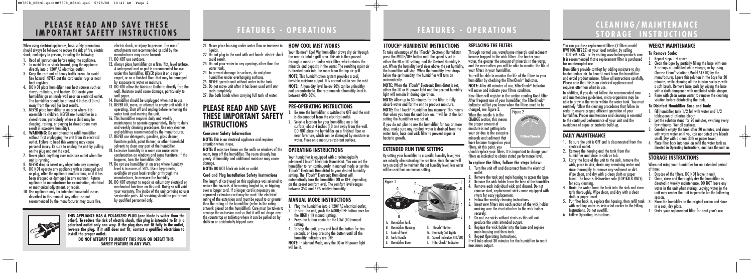# PLEASE READ AND SAVE THESE IMPORTANT SAFETY INSTRUCTIONS

When using electrical appliances, basic safety precautions should always be followed to reduce the risk of fire, electric shock, and injury to persons, including the following:

1. Read all instructions before using the appliance.
2. To avoid fire or shock hazard, plug the appliance directly into a 120V AC electrical outlet.
3. Keep the cord out of heavy traffic areas. To avoid fire hazard, NEVER put the cord under rugs or near heat registers.
4. DO NOT place humidifier near heat sources such as stoves, radiators, and heaters. DO locate your humidifier on an inside wall near an electrical outlet. The humidifier should be at least 4 inches (10 cm) away from the wall for best results.
5. NEVER place humidifier in an area where it is accessible to children. NEVER use humidifier in a closed room, particularly where a child may be sleeping, resting, or playing (a closed room may result in excessive humidity).
6. **WARNING:** Do not attempt to refill humidifier without first unplugging the unit from its electrical outlet. Failure to heed this warning may cause personal injury. Be sure to unplug the unit by pulling on the plug and not the cord.
7. Never place anything over moisture outlet when the unit is running.
8. NEVER drop or insert any object into any openings.
9. DO NOT operate any appliance with a damaged cord or plug, after the appliance malfunctions, or if it has been dropped or damaged in any manner. Return appliance to manufacturer for examination, electrical or mechanical adjustment, or repair.
10. Use appliance only for intended household use as described in this manual. Any other use not recommended by the manufacturer may cause fire, electric shock, or injury to persons. The use of attachments not recommended or sold by the manufacturer may cause hazards.
11. DO NOT use outdoors.
12. Always place humidifier on a firm, flat, level surface. A waterproof mat or pad is recommended for use under the humidifier. NEVER place it on a rug or carpet, or on a finished floor that may be damaged by exposure to water or moisture.
13. DO NOT allow the Moisture Outlet to directly face the wall. Moisture could cause damage, particularly to wall paper.
14. Humidifier should be unplugged when not in use.
15. NEVER tilt, move, or attempt to empty unit while it is operating. Shut off and unplug before removing the water tank and moving the unit.
16. This humidifier requires daily and weekly maintenance to operate appropriately. Refer to daily and weekly cleaning procedures. Use only cleaners and additives recommended by the manufacturer.
17. NEVER use detergents, gasoline, glass cleaner, furniture polish, paint thinner, or other household solvents to clean any part of the humidifier.
18. Excessive humidity in a room can cause water condensation on windows and some furniture. If this happens, turn the humidifier OFF.
19. Do not use humidifier in an area where humidity level is in excess of 50%. Use a hygrometer, available at your local retailer or through the manufacturer, to measure the humidity.
20. DO NOT attempt to repair or adjust any electrical or mechanical functions on this unit. Doing so will void your warranty. The inside of the unit contains no user serviceable parts. All servicing should be performed by qualified personnel only.

**THIS APPLIANCE HAS A POLARIZED PLUG (one blade is wider than the other). To reduce the risk of electric shock, this plug is intended to fit in a polarized outlet only one way. If the plug does not fit fully in the outlet, reverse the plug. If it still does not fit, contact a qualified electrician to install the proper outlet.**

**DO NOT ATTEMPT TO MODIFY THIS PLUG OR DEFEAT THIS SAFETY FEATURE IN ANY WAY.**

21. Never place housing under water flow or immerse in liquids.
22. Do not plug in the cord with wet hands: electric shock could result.
23. Do not pour water in any openings other than the water tank.
24. To prevent damage to surfaces, do not place humidifier under overhanging surfaces.
25. NEVER operate unit without water in the tank.
26. Do not move unit after it has been used until unit cools completely.
27. Use both hands when carrying full tank of water.

# PLEASE READ AND SAVE THESE IMPORTANT SAFETY INSTRUCTIONS

**Consumer Safety Information**

**NOTE:** This is an electrical appliance and requires attention when in use.

**NOTE:** If moisture forms on the walls or windows of the room, turn off the humidifier. The room already has plenty of humidity and additional moisture may cause damage.

**NOTE:** DO NOT block air inlet or outlet.

**Cord and Plug Installation Safety Instructions**

The length of cord used on this appliance was selected to reduce the hazards of becoming tangled in, or tripping over a longer cord. If a longer cord is necessary an approved extension cord may be used. The electrical rating of the extension cord must be equal to or greater than the rating of the humidifier (refer to the rating artwork placed on the humidifier). Care must be taken to arrange the extension cord so that it will not drape over the countertop or tabletop where it can be pulled on by children or accidentally tripped over.

# FEATURES - OPERATIONS

## HOW COOL MIST WORKS

Your Holmes® Cool Mist humidifier draws dry air through the rear air intake grill area. This air is then passed through a moisture–laden wick filter, which retains the minerals and deposits in the water. The resulting moist air is directed back into the room from the top air grill.

**NOTE:** This humidification system provides a cool, invisible moisture output. It is normal not to see the mist.

**NOTE:** A humidity level below 20% can be unhealthy and uncomfortable. The recommended humidity level is between 40%-50%.

## PRE-OPERATING INSTRUCTIONS

1. Be sure the humidifier is switched to OFF and the unit is disconnected from the electrical outlet.
2. Select a location for your humidifier, on a flat surface, about 4 inches (10 cm) away from the wall. DO NOT place the humidifier on a finished floor or near furniture, which can be damaged by moisture or water. Place on a moisture-resistant surface.

## OPERATING INSTRUCTIONS

Your humidifier is equipped with a technologically advanced 1Touch® Electronic Humidistat. You can set the humidifier to run continuously in manual mode or set the 1Touch® Electronic Humidistat to your desired humidity setting. The 1Touch® Electronic Humidistat will automatically turn the humidifier ON or OFF, depending on the preset comfort level. The comfort level ranges between 35% and 55% relative humidity.

## MANUAL MODE INSTRUCTIONS

1. Plug the humidifier into a 120V AC electrical outlet.
2. To start the unit, push the MODE/OFF button once for the HIGH (HI) manual setting.
3. Press the button again for the LOW (LO)manual setting.
4. To stop the unit, press and hold the button for two seconds, or keep pressing the button until all the humidity indicators are OFF.

**NOTE:** In Manual Mode, only the LO or HI power light will be lit.

# FEATURES - OPERATIONS

## 1TOUCH® HUMIDISTAT INSTRUCTIONS

To take advantage of the 1Touch® Electronic Humidistat, press the MODE/OFF button until the speed is set in either the HI or LO setting, and the Desired Humidity is set. When the humidity level rises above the set humidity, the humidifier will stop. When the humidity level drops below the set humidity, the humidifier will turn on automatically.

**NOTE:** When the 1Touch® Electronic Humidistat is set, either the LO or HI power light and the percent humidity light will remain lit during operation.

**NOTE:** Allow up to 30 minutes for the filter to fully absorb water and for the unit to produce moisture.

**NOTE:** The 1Touch® Humidifier has memory. This means that when you turn the unit back on, it will be at the last setting the humidifier was set at.

If you do not plan to use the humidifier for two or more days, make sure any residual water is drained from the water tank, base and wick filter to prevent algae or bacteria growth.

## EXTENDED RUN TIME SETTING

By setting your humidifier to a specific humidity level, you are actually also extending the run time. Since the unit will turn on and off to maintain the set humidity level, less water will be used than on manual setting.

Figure 1

A. Humidifier Tank
B. Humidifier Housing
C. Control Panel
D. Tank Handle
E. Humidifier Base
F. 1Touch® Button
G. Humidity Set Lights
H. Speed Indicators (HI/LO)
I. FilterCheck® Indicator

## REPLACING THE FILTERS

Through normal use, waterborne minerals and sediment become trapped in the wick filters. The harder your water, the greater the amount of minerals in the water, and the more often you will be able to monitor the life of your filters in your humidifier.

You will be able to monitor the life of the filters in your humidifier by checking the FilterCheck® Indicator.

**NOTE:** After 60 minutes of use, FilterCheck® Indicator will move and indicate your filters condition.

New filters will register in the section reading Good filter. After frequent use of your humidifier, the FilterCheck® Indicator will let you know when the filters need to be changed, see Figure 2.

When the needle is in the CHANGE section, this means the proper amount of moisture is not getting into your air due to the excessive minerals and sediment that have become trapped on your filters. At this point, you should replace your filters. It is important to change your filters as indicated to obtain stated performance level.

Figure 2

FilterCheck

**To replace the filter, follow the steps below:**

1. Turn the unit off and disconnect from the electrical outlet.
2. Remove the tank and main housing to access the base.
3. Remove the wick holder from the base of the humidifier.
4. Remove each individual wick and discard. Do not remove rivet, replacement wicks come equipped with rivets for easy replacement.
5. Follow the weekly cleaning instructions.
6. Insert new filters into each section of the wick holder making sure the rivet attaches to the wick holder securely.
7. Do not use wicks without rivets as this will not produce the units intended output.
8. Replace the wick holder into the base and replace main housing and then tank.
9. Repeat Operating Instructions.

It will take about 30 minutes for the humidifier to reach maximum output.

# CLEANING/MAINTENANCE STORAGE INSTRUCTIONS

You can purchase replacement filters (2 filters model HWF100/HF235) at your local retailer, by calling 1-800-546-5637, or by visiting www.holmesproducts.com. It is recommended that a replacement filter is purchased for uninterrupted use.

Humidifiers provide comfort by adding moisture to dry, heated indoor air. To benefit most from the humidifier and avoid product misuse, follow all instructions carefully. Please note that this is an electrical appliance and requires attention when in use.

In addition, if you do not follow the recommended care and maintenance guidelines, micro-organisms may be able to grow in the water within the water tank. You must routinely follow the cleaning procedures that follow in order to ensure proper, efficient operation of your humidifier. Proper maintenance and cleaning is essential to the continued performance of your unit and the avoidance of algae or bacteria build-up.

## DAILY MAINTENANCE

1. Be sure the unit is OFF and is disconnected from the electrical outlet.
2. Remove the housing and the tank from the humidifier and place in sink or tub.
3. Carry the base of the unit to the sink, remove the wick, place in sink, drain any remaining water and rinse thoroughly to remove any sediment or dirt. Wipe clean, and dry with a clean cloth or paper towel. The base is dishwasher safe (TOP RACK ONLY) for easy cleaning.
4. Drain the water from the tank into the sink and rinse tank thoroughly. Wipe clean, and dry with a clean cloth or paper towel.
5. Put filter back in, replace the housing, then refill tank with cool tap water as instructed earlier in the Filling Instructions. Do not overfill.
6. Follow Operating Instructions.

## WEEKLY MAINTENANCE

**To Remove Scale:**

1. Repeat steps 1-4 above.
2. Clean the base by partially filling the base with one 8-oz cups of undiluted white vinegar, or by using Cleanse Clean® solution (Model S1710) by the manufacturer. Leave this solution in the base for 20 minutes, while cleaning all the interior surfaces with a soft brush. Remove base scale by wiping the base with a cloth dampened with undiluted white vinegar.
3. Rinse with clean warm water to remove the cleaning solution before disinfecting the tank.

**To Disinfect Humidifier Base and Tank:**

1. Fill humidifier tank 1/2 full with water and 1/2 tablespoon of chlorine bleach.
2. Let the solution stand for 20 minutes, swishing every few minutes. Wet all surfaces.
3. Carefully empty the tank after 20 minutes, and rinse with warm water until you can not detect any bleach smell. Dry with a clean cloth or paper towel.
4. Place filter back into tank an refill the water tank as directed in Operating Instructions, and turn the unit on.

## STORAGE INSTRUCTIONS

When not using your humidifier for an extended period of time:

1. Dispose of the filters. DO NOT leave in unit.
2. Clean, rinse and thoroughly dry the humidifier as directed in weekly maintenance. DO NOT leave any water in the unit when storing. Leaving water in the unit may render the unit inoperable for the following season.
3. Place the humidifier in the original carton and store in a cool, dry place.
4. Order your replacement filter for next year's use.